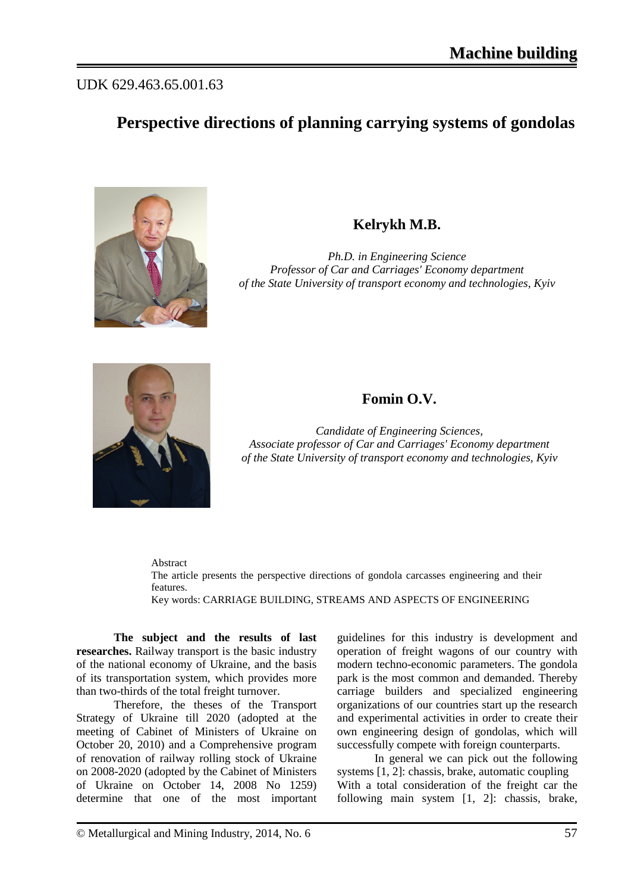UDK 629.463.65.001.63

# Perspective directions of planning carrying systems of gondolas

**Kelrykh M.B.**

*Ph.D. in Engineering Science*
*Professor of Car and Carriages' Economy department*
*of the State University of transport economy and technologies, Kyiv*

**Fomin O.V.**

*Candidate of Engineering Sciences,*
*Associate professor of Car and Carriages' Economy department*
*of the State University of transport economy and technologies, Kyiv*

Abstract

The article presents the perspective directions of gondola carcasses engineering and their features.

Key words: CARRIAGE BUILDING, STREAMS AND ASPECTS OF ENGINEERING

**The subject and the results of last researches.** Railway transport is the basic industry of the national economy of Ukraine, and the basis of its transportation system, which provides more than two-thirds of the total freight turnover.

Therefore, the theses of the Transport Strategy of Ukraine till 2020 (adopted at the meeting of Cabinet of Ministers of Ukraine on October 20, 2010) and a Comprehensive program of renovation of railway rolling stock of Ukraine on 2008-2020 (adopted by the Cabinet of Ministers of Ukraine on October 14, 2008 No 1259) determine that one of the most important guidelines for this industry is development and operation of freight wagons of our country with modern techno-economic parameters. The gondola park is the most common and demanded. Thereby carriage builders and specialized engineering organizations of our countries start up the research and experimental activities in order to create their own engineering design of gondolas, which will successfully compete with foreign counterparts.

In general we can pick out the following systems [1, 2]: chassis, brake, automatic coupling With a total consideration of the freight car the following main system [1, 2]: chassis, brake,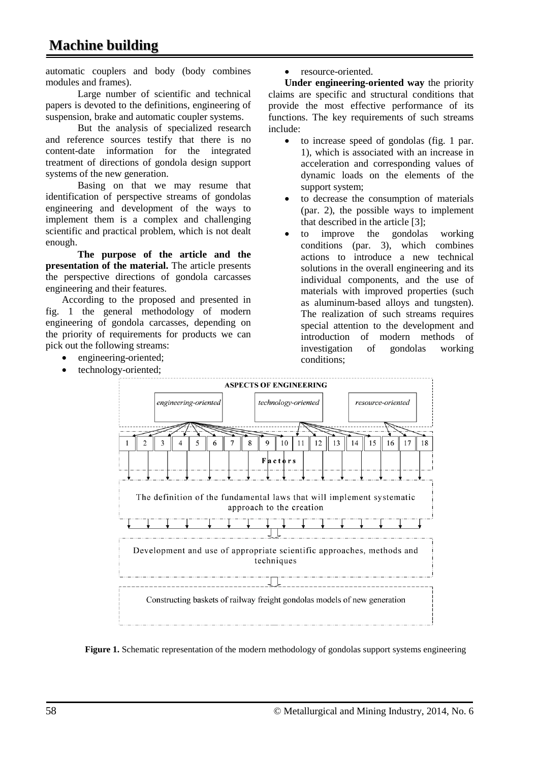automatic couplers and body (body combines modules and frames).

Large number of scientific and technical papers is devoted to the definitions, engineering of suspension, brake and automatic coupler systems.

But the analysis of specialized research and reference sources testify that there is no content-date information for the integrated treatment of directions of gondola design support systems of the new generation.

Basing on that we may resume that identification of perspective streams of gondolas engineering and development of the ways to implement them is a complex and challenging scientific and practical problem, which is not dealt enough.

**The purpose of the article and the presentation of the material.** The article presents the perspective directions of gondola carcasses engineering and their features.

According to the proposed and presented in fig. 1 the general methodology of modern engineering of gondola carcasses, depending on the priority of requirements for products we can pick out the following streams:

- engineering-oriented;
- technology-oriented;
- resource-oriented.

**Under engineering-oriented way** the priority claims are specific and structural conditions that provide the most effective performance of its functions. The key requirements of such streams include:

- to increase speed of gondolas (fig. 1 par. 1), which is associated with an increase in acceleration and corresponding values of dynamic loads on the elements of the support system;
- to decrease the consumption of materials (par. 2), the possible ways to implement that described in the article [3];
- to improve the gondolas working conditions (par. 3), which combines actions to introduce a new technical solutions in the overall engineering and its individual components, and the use of materials with improved properties (such as aluminum-based alloys and tungsten). The realization of such streams requires special attention to the development and introduction of modern methods of investigation of gondolas working conditions;

ASPECTS OF ENGINEERING

*engineering-oriented* | *technology-oriented* | *resource-oriented*

1 | 2 | 3 | 4 | 5 | 6 | 7 | 8 | 9 | 10 | 11 | 12 | 13 | 14 | 15 | 16 | 17 | 18

Factors

The definition of the fundamental laws that will implement systematic approach to the creation

Development and use of appropriate scientific approaches, methods and techniques

Constructing baskets of railway freight gondolas models of new generation

**Figure 1.** Schematic representation of the modern methodology of gondolas support systems engineering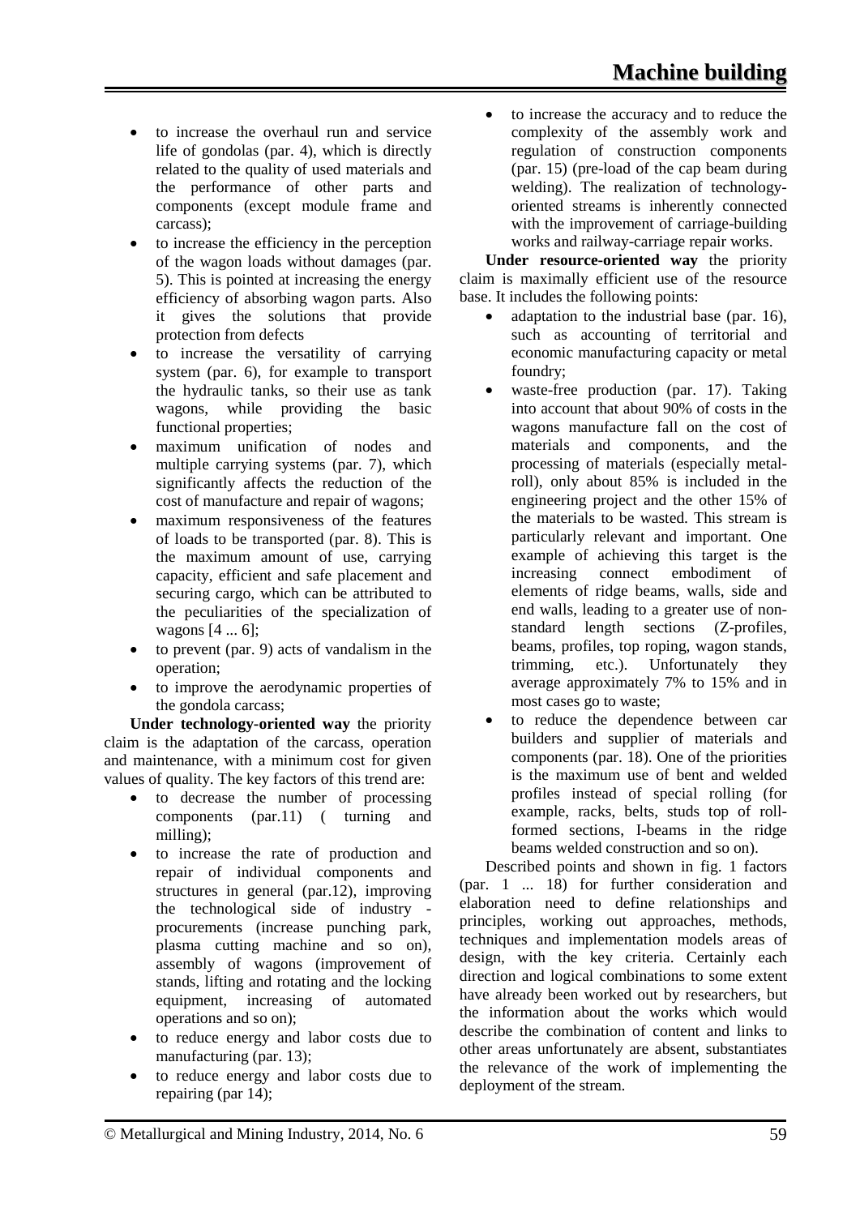- to increase the overhaul run and service life of gondolas (par. 4), which is directly related to the quality of used materials and the performance of other parts and components (except module frame and carcass);
- to increase the efficiency in the perception of the wagon loads without damages (par. 5). This is pointed at increasing the energy efficiency of absorbing wagon parts. Also it gives the solutions that provide protection from defects
- to increase the versatility of carrying system (par. 6), for example to transport the hydraulic tanks, so their use as tank wagons, while providing the basic functional properties;
- maximum unification of nodes and multiple carrying systems (par. 7), which significantly affects the reduction of the cost of manufacture and repair of wagons;
- maximum responsiveness of the features of loads to be transported (par. 8). This is the maximum amount of use, carrying capacity, efficient and safe placement and securing cargo, which can be attributed to the peculiarities of the specialization of wagons [4 ... 6];
- to prevent (par. 9) acts of vandalism in the operation;
- to improve the aerodynamic properties of the gondola carcass;

**Under technology-oriented way** the priority claim is the adaptation of the carcass, operation and maintenance, with a minimum cost for given values of quality. The key factors of this trend are:

- to decrease the number of processing components (par.11) ( turning and milling);
- to increase the rate of production and repair of individual components and structures in general (par.12), improving the technological side of industry - procurements (increase punching park, plasma cutting machine and so on), assembly of wagons (improvement of stands, lifting and rotating and the locking equipment, increasing of automated operations and so on);
- to reduce energy and labor costs due to manufacturing (par. 13);
- to reduce energy and labor costs due to repairing (par 14);
- to increase the accuracy and to reduce the complexity of the assembly work and regulation of construction components (par. 15) (pre-load of the cap beam during welding). The realization of technology-oriented streams is inherently connected with the improvement of carriage-building works and railway-carriage repair works.

**Under resource-oriented way** the priority claim is maximally efficient use of the resource base. It includes the following points:

- adaptation to the industrial base (par. 16), such as accounting of territorial and economic manufacturing capacity or metal foundry;
- waste-free production (par. 17). Taking into account that about 90% of costs in the wagons manufacture fall on the cost of materials and components, and the processing of materials (especially metal-roll), only about 85% is included in the engineering project and the other 15% of the materials to be wasted. This stream is particularly relevant and important. One example of achieving this target is the increasing connect embodiment of elements of ridge beams, walls, side and end walls, leading to a greater use of non-standard length sections (Z-profiles, beams, profiles, top roping, wagon stands, trimming, etc.). Unfortunately they average approximately 7% to 15% and in most cases go to waste;
- to reduce the dependence between car builders and supplier of materials and components (par. 18). One of the priorities is the maximum use of bent and welded profiles instead of special rolling (for example, racks, belts, studs top of roll-formed sections, I-beams in the ridge beams welded construction and so on).

Described points and shown in fig. 1 factors (par. 1 ... 18) for further consideration and elaboration need to define relationships and principles, working out approaches, methods, techniques and implementation models areas of design, with the key criteria. Certainly each direction and logical combinations to some extent have already been worked out by researchers, but the information about the works which would describe the combination of content and links to other areas unfortunately are absent, substantiates the relevance of the work of implementing the deployment of the stream.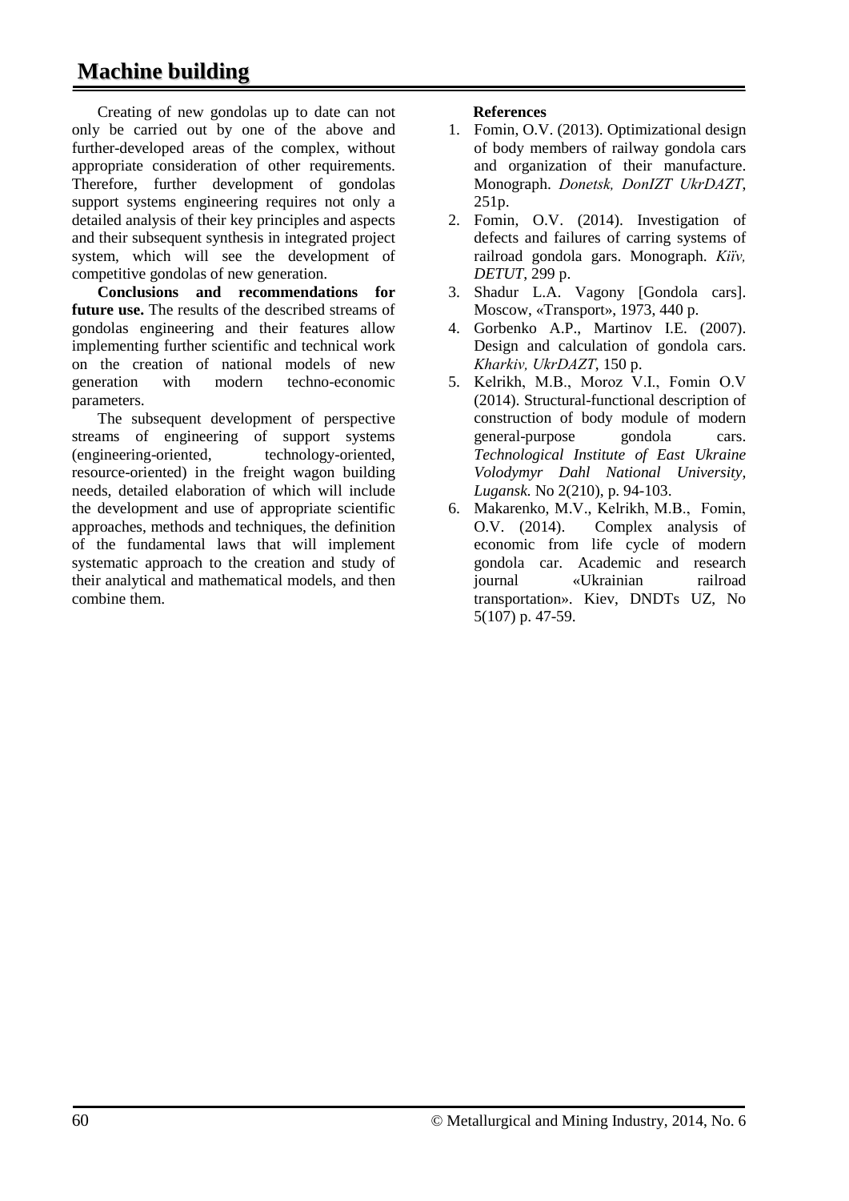Creating of new gondolas up to date can not only be carried out by one of the above and further-developed areas of the complex, without appropriate consideration of other requirements. Therefore, further development of gondolas support systems engineering requires not only a detailed analysis of their key principles and aspects and their subsequent synthesis in integrated project system, which will see the development of competitive gondolas of new generation.

**Conclusions and recommendations for future use.** The results of the described streams of gondolas engineering and their features allow implementing further scientific and technical work on the creation of national models of new generation with modern techno-economic parameters.

The subsequent development of perspective streams of engineering of support systems (engineering-oriented, technology-oriented, resource-oriented) in the freight wagon building needs, detailed elaboration of which will include the development and use of appropriate scientific approaches, methods and techniques, the definition of the fundamental laws that will implement systematic approach to the creation and study of their analytical and mathematical models, and then combine them.

**References**

1. Fomin, O.V. (2013). Optimizational design of body members of railway gondola cars and organization of their manufacture. Monograph. *Donetsk, DonIZT UkrDAZT*, 251p.
2. Fomin, O.V. (2014). Investigation of defects and failures of carring systems of railroad gondola gars. Monograph. *Kiïv, DETUT*, 299 p.
3. Shadur L.A. Vagony [Gondola cars]. Moscow, «Transport», 1973, 440 p.
4. Gorbenko A.P., Martinov I.E. (2007). Design and calculation of gondola cars. *Kharkiv, UkrDAZT*, 150 p.
5. Kelrikh, M.B., Moroz V.I., Fomin O.V (2014). Structural-functional description of construction of body module of modern general-purpose gondola cars. *Technological Institute of East Ukraine Volodymyr Dahl National University, Lugansk.* No 2(210), p. 94-103.
6. Makarenko, M.V., Kelrikh, M.B., Fomin, O.V. (2014). Complex analysis of economic from life cycle of modern gondola car. Academic and research journal «Ukrainian railroad transportation». Kiev, DNDTs UZ, No 5(107) p. 47-59.